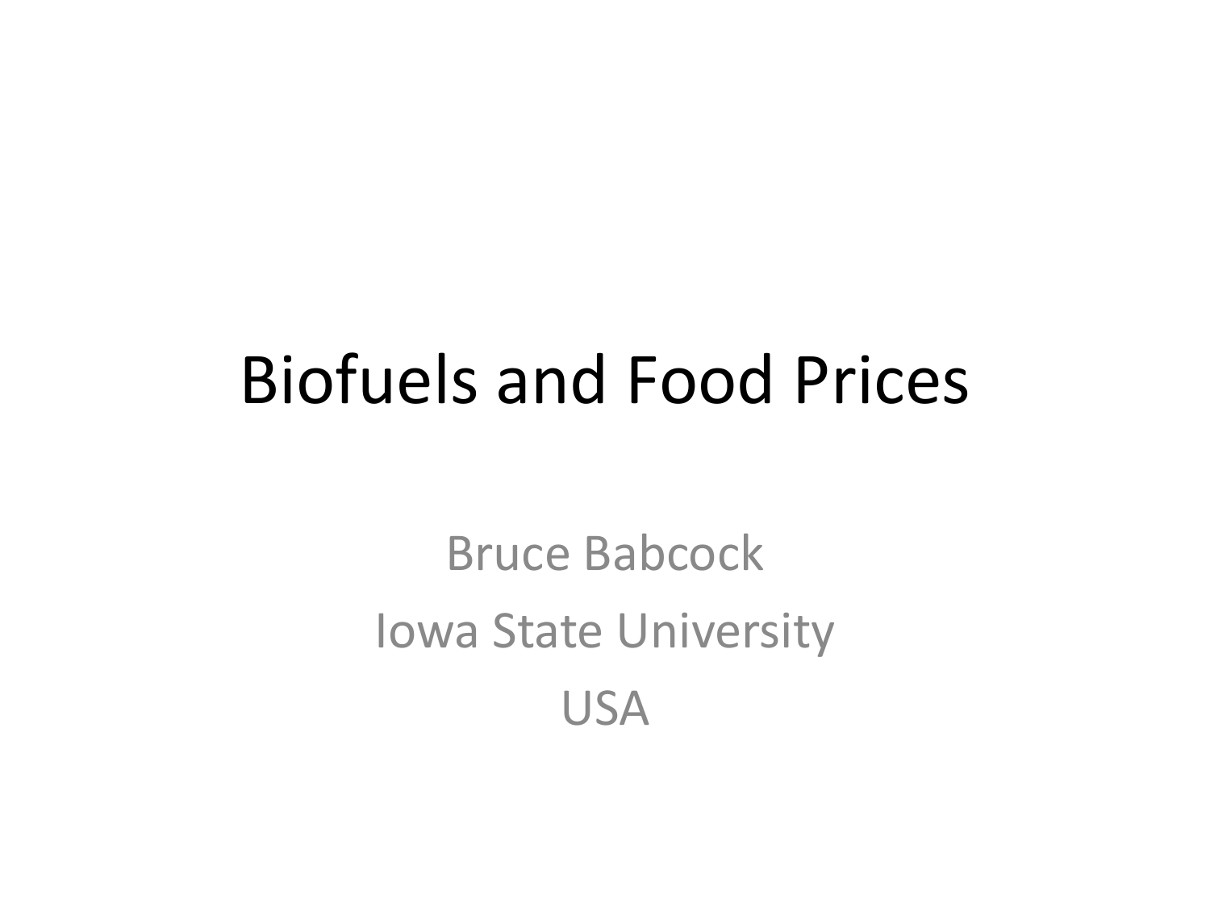# Biofuels and Food Prices

Bruce Babcock

Iowa State University

USA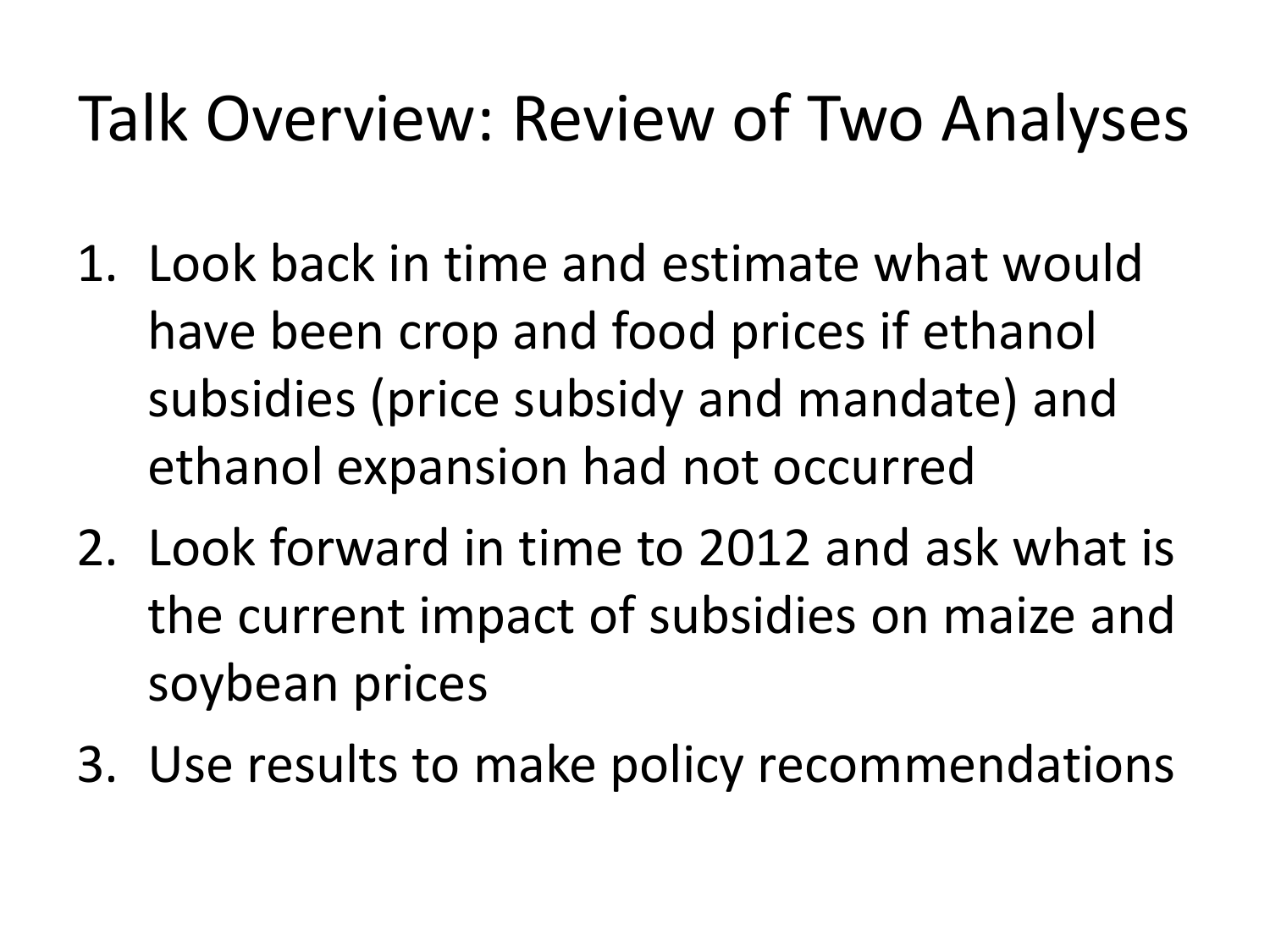# Talk Overview: Review of Two Analyses

1. Look back in time and estimate what would have been crop and food prices if ethanol subsidies (price subsidy and mandate) and ethanol expansion had not occurred
2. Look forward in time to 2012 and ask what is the current impact of subsidies on maize and soybean prices
3. Use results to make policy recommendations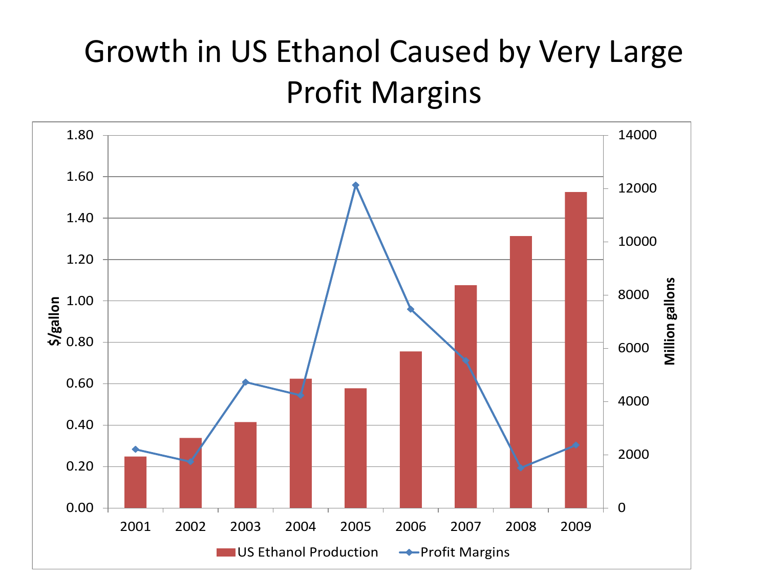# Growth in US Ethanol Caused by Very Large Profit Margins

$/gallon

1.80
1.60
1.40
1.20
1.00
0.80
0.60
0.40
0.20
0.00

Million gallons

14000
12000
10000
8000
6000
4000
2000
0

2001
2002
2003
2004
2005
2006
2007
2008
2009

US Ethanol Production
Profit Margins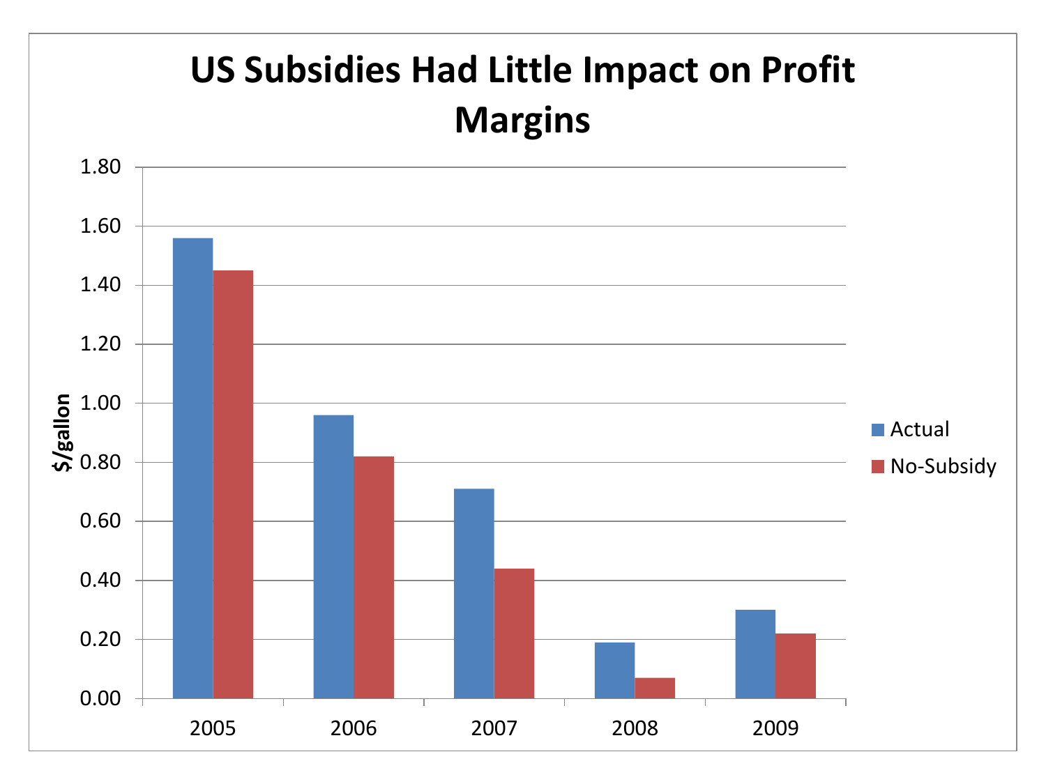# US Subsidies Had Little Impact on Profit Margins

$/gallon

1.80
1.60
1.40
1.20
1.00
0.80
0.60
0.40
0.20
0.00

2005
2006
2007
2008
2009

Actual
No-Subsidy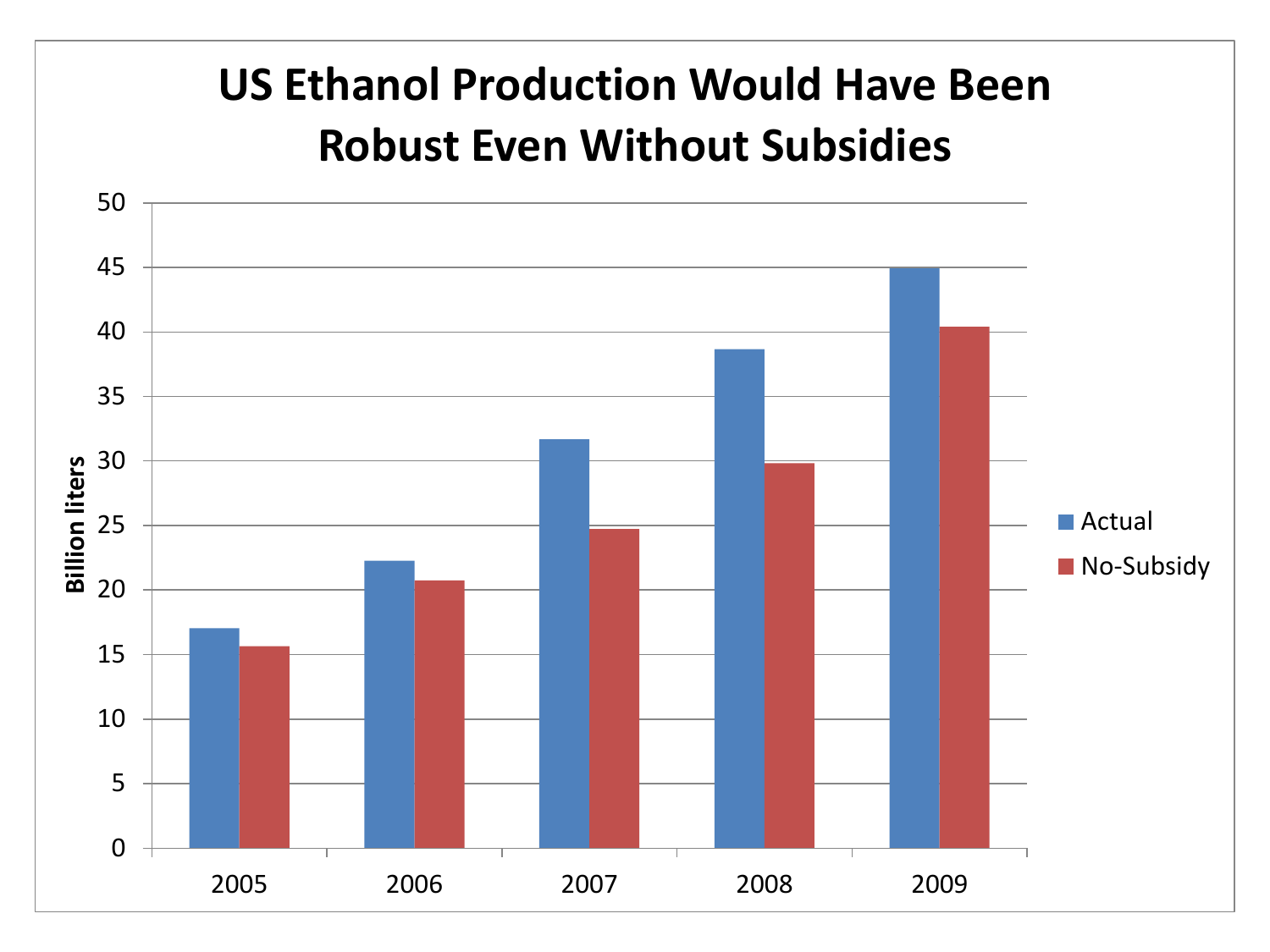# US Ethanol Production Would Have Been Robust Even Without Subsidies

Billion liters

50
45
40
35
30
25
20
15
10
5
0

2005
2006
2007
2008
2009

Actual
No-Subsidy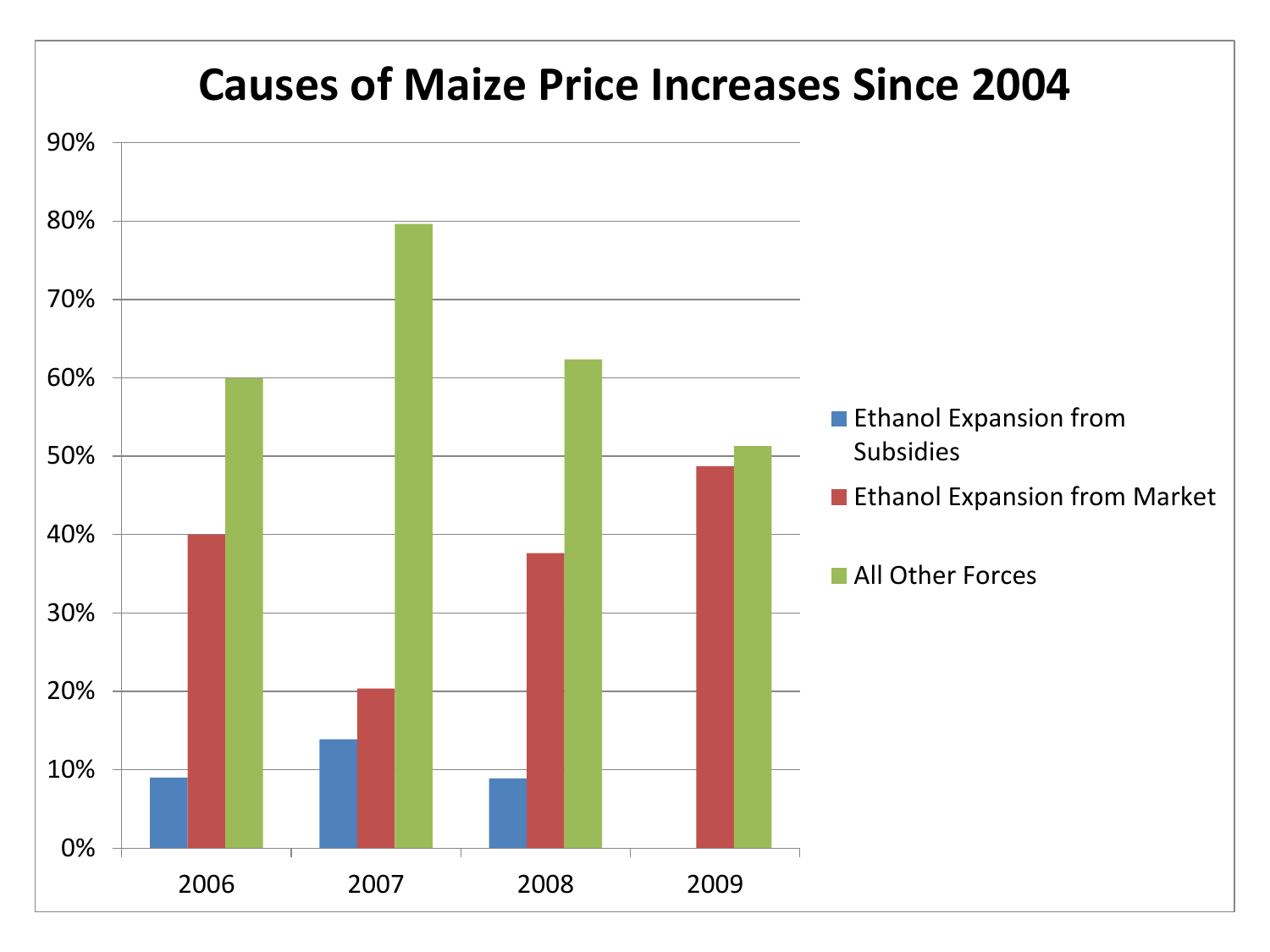# Causes of Maize Price Increases Since 2004

90%
80%
70%
60%
50%
40%
30%
20%
10%
0%

2006
2007
2008
2009

Ethanol Expansion from Subsidies
Ethanol Expansion from Market
All Other Forces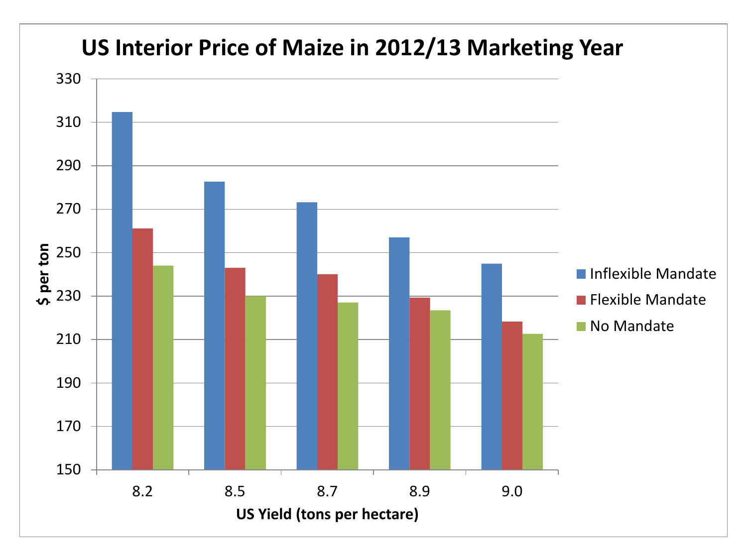# US Interior Price of Maize in 2012/13 Marketing Year

$ per ton

330
310
290
270
250
230
210
190
170
150

8.2 8.5 8.7 8.9 9.0

**US Yield (tons per hectare)**

- Inflexible Mandate
- Flexible Mandate
- No Mandate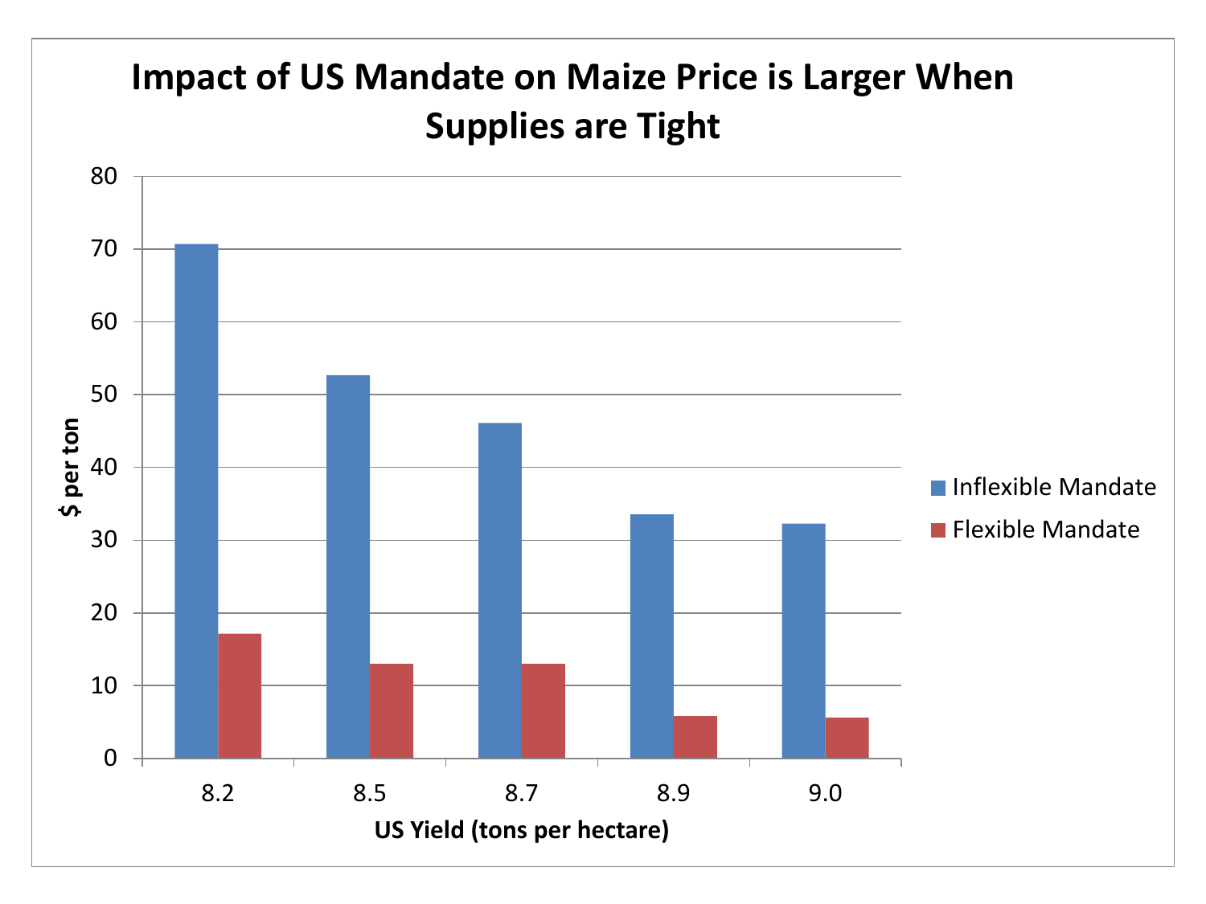# Impact of US Mandate on Maize Price is Larger When Supplies are Tight

$ per ton

80
70
60
50
40
30
20
10
0

8.2
8.5
8.7
8.9
9.0

US Yield (tons per hectare)

Inflexible Mandate
Flexible Mandate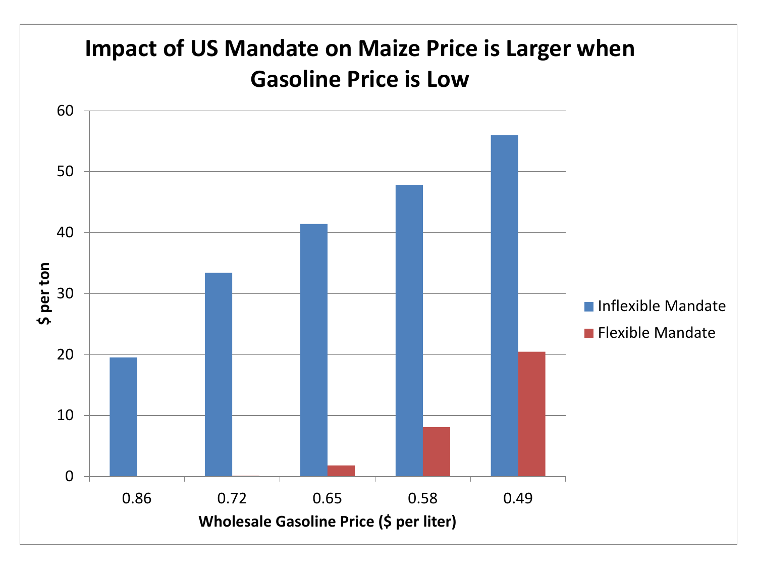# Impact of US Mandate on Maize Price is Larger when Gasoline Price is Low

$ per ton

60
50
40
30
20
10
0

0.86
0.72
0.65
0.58
0.49

Wholesale Gasoline Price ($ per liter)

Inflexible Mandate
Flexible Mandate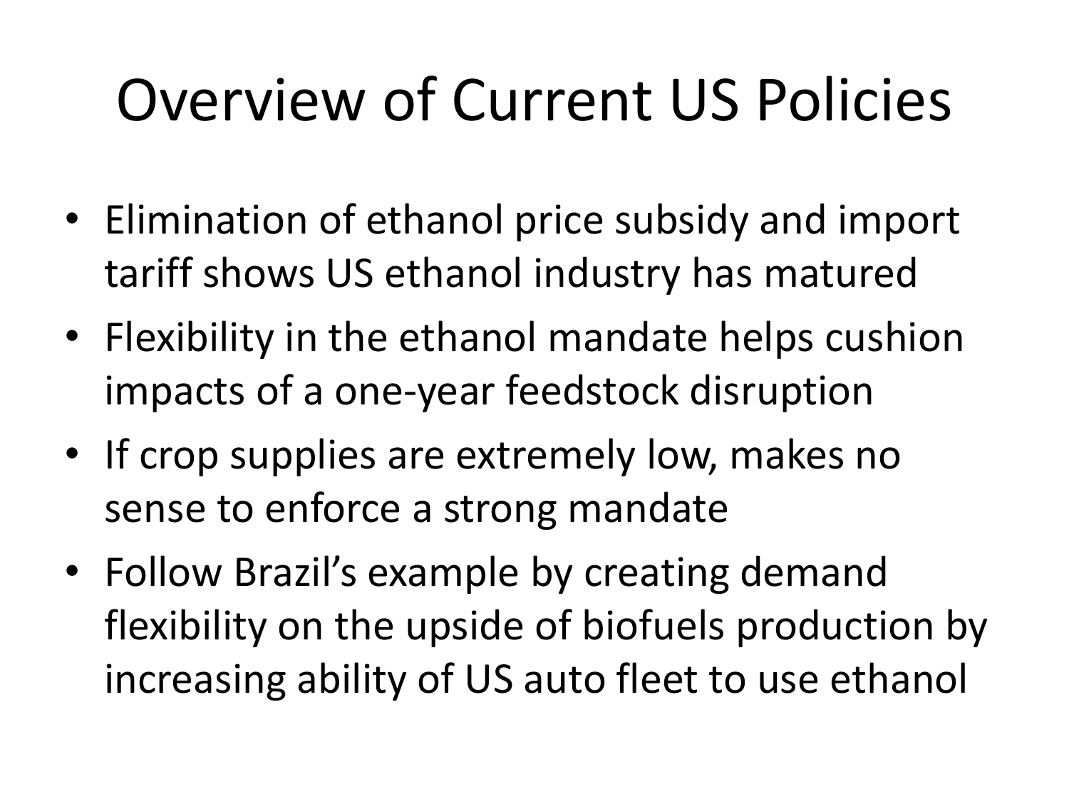# Overview of Current US Policies

- Elimination of ethanol price subsidy and import tariff shows US ethanol industry has matured
- Flexibility in the ethanol mandate helps cushion impacts of a one-year feedstock disruption
- If crop supplies are extremely low, makes no sense to enforce a strong mandate
- Follow Brazil's example by creating demand flexibility on the upside of biofuels production by increasing ability of US auto fleet to use ethanol